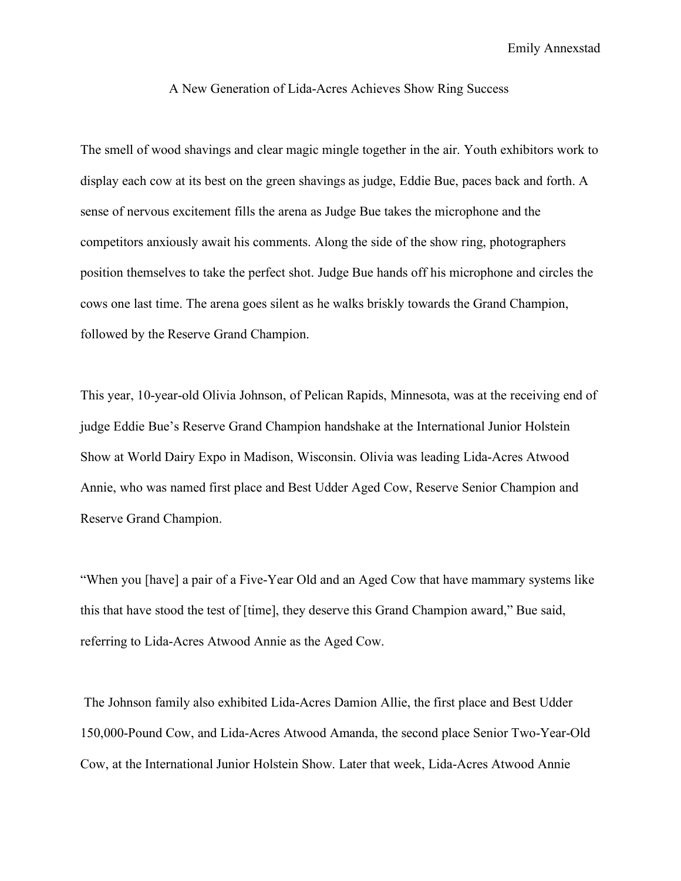Emily Annexstad

# A New Generation of Lida-Acres Achieves Show Ring Success

The smell of wood shavings and clear magic mingle together in the air. Youth exhibitors work to display each cow at its best on the green shavings as judge, Eddie Bue, paces back and forth. A sense of nervous excitement fills the arena as Judge Bue takes the microphone and the competitors anxiously await his comments. Along the side of the show ring, photographers position themselves to take the perfect shot. Judge Bue hands off his microphone and circles the cows one last time. The arena goes silent as he walks briskly towards the Grand Champion, followed by the Reserve Grand Champion.

This year, 10-year-old Olivia Johnson, of Pelican Rapids, Minnesota, was at the receiving end of judge Eddie Bue's Reserve Grand Champion handshake at the International Junior Holstein Show at World Dairy Expo in Madison, Wisconsin. Olivia was leading Lida-Acres Atwood Annie, who was named first place and Best Udder Aged Cow, Reserve Senior Champion and Reserve Grand Champion.

"When you [have] a pair of a Five-Year Old and an Aged Cow that have mammary systems like this that have stood the test of [time], they deserve this Grand Champion award," Bue said, referring to Lida-Acres Atwood Annie as the Aged Cow.

The Johnson family also exhibited Lida-Acres Damion Allie, the first place and Best Udder 150,000-Pound Cow, and Lida-Acres Atwood Amanda, the second place Senior Two-Year-Old Cow, at the International Junior Holstein Show. Later that week, Lida-Acres Atwood Annie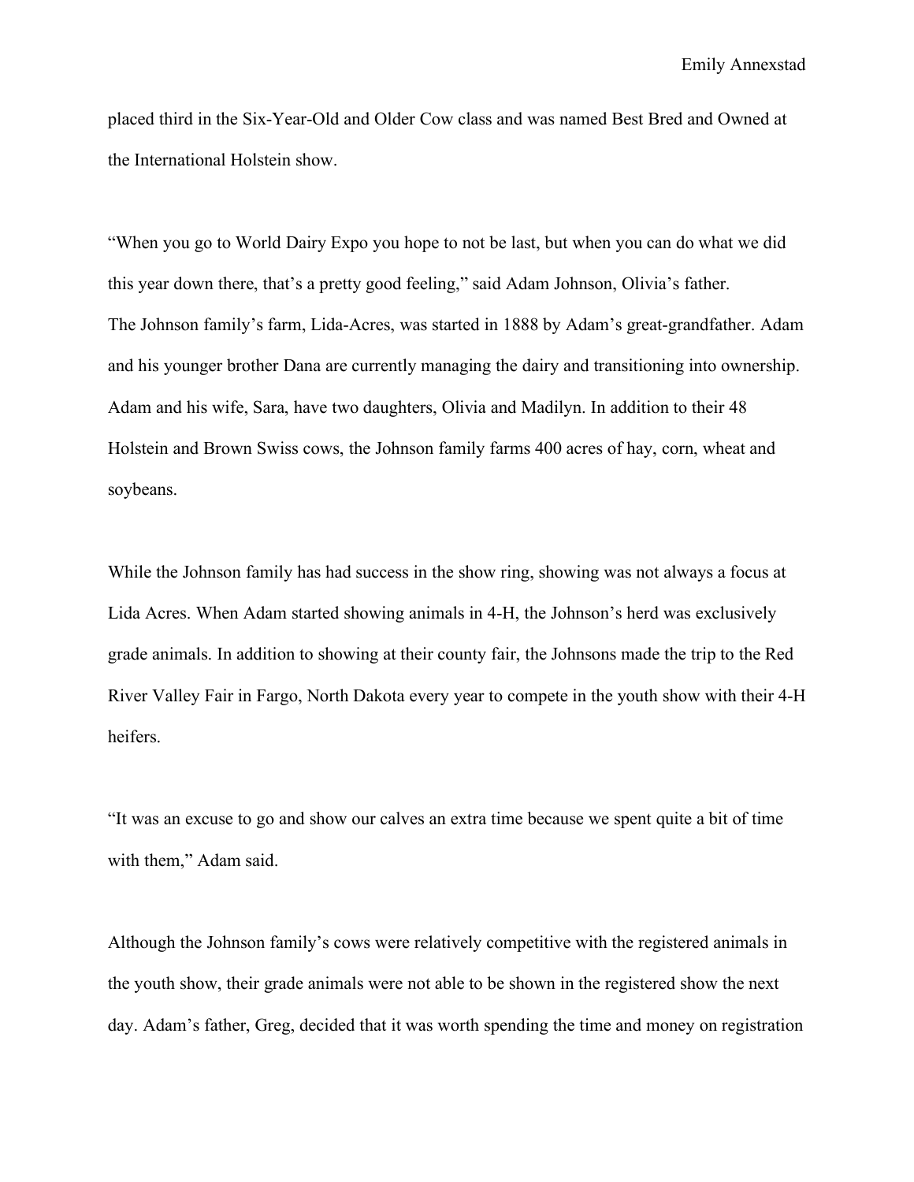placed third in the Six-Year-Old and Older Cow class and was named Best Bred and Owned at the International Holstein show.

“When you go to World Dairy Expo you hope to not be last, but when you can do what we did this year down there, that’s a pretty good feeling,” said Adam Johnson, Olivia’s father.
The Johnson family’s farm, Lida-Acres, was started in 1888 by Adam’s great-grandfather. Adam and his younger brother Dana are currently managing the dairy and transitioning into ownership. Adam and his wife, Sara, have two daughters, Olivia and Madilyn. In addition to their 48 Holstein and Brown Swiss cows, the Johnson family farms 400 acres of hay, corn, wheat and soybeans.

While the Johnson family has had success in the show ring, showing was not always a focus at Lida Acres. When Adam started showing animals in 4-H, the Johnson’s herd was exclusively grade animals. In addition to showing at their county fair, the Johnsons made the trip to the Red River Valley Fair in Fargo, North Dakota every year to compete in the youth show with their 4-H heifers.

“It was an excuse to go and show our calves an extra time because we spent quite a bit of time with them,” Adam said.

Although the Johnson family’s cows were relatively competitive with the registered animals in the youth show, their grade animals were not able to be shown in the registered show the next day. Adam’s father, Greg, decided that it was worth spending the time and money on registration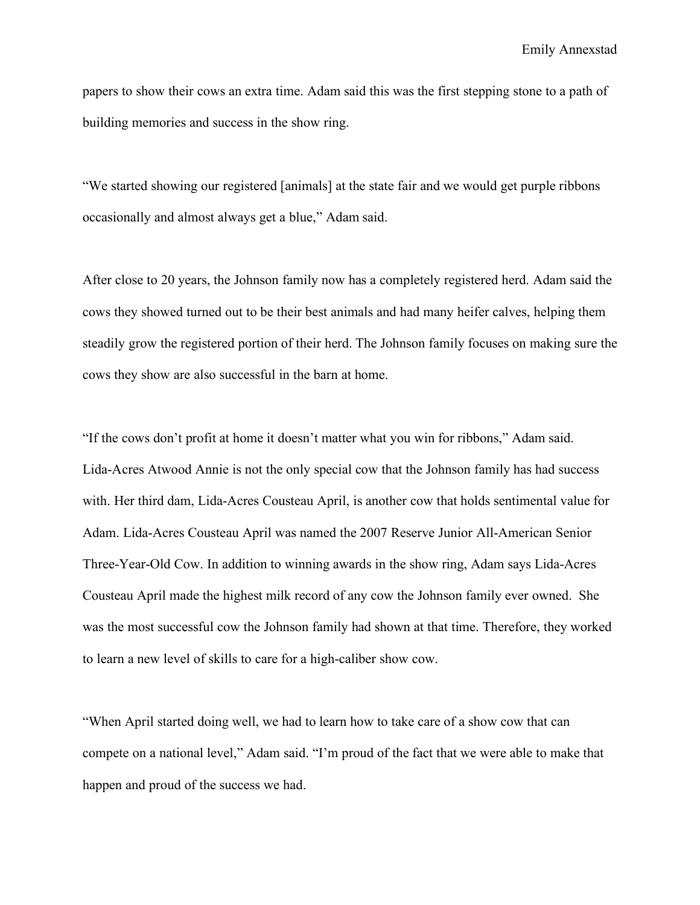papers to show their cows an extra time. Adam said this was the first stepping stone to a path of building memories and success in the show ring.

"We started showing our registered [animals] at the state fair and we would get purple ribbons occasionally and almost always get a blue," Adam said.

After close to 20 years, the Johnson family now has a completely registered herd. Adam said the cows they showed turned out to be their best animals and had many heifer calves, helping them steadily grow the registered portion of their herd. The Johnson family focuses on making sure the cows they show are also successful in the barn at home.

"If the cows don't profit at home it doesn't matter what you win for ribbons," Adam said. Lida-Acres Atwood Annie is not the only special cow that the Johnson family has had success with. Her third dam, Lida-Acres Cousteau April, is another cow that holds sentimental value for Adam. Lida-Acres Cousteau April was named the 2007 Reserve Junior All-American Senior Three-Year-Old Cow. In addition to winning awards in the show ring, Adam says Lida-Acres Cousteau April made the highest milk record of any cow the Johnson family ever owned. She was the most successful cow the Johnson family had shown at that time. Therefore, they worked to learn a new level of skills to care for a high-caliber show cow.

"When April started doing well, we had to learn how to take care of a show cow that can compete on a national level," Adam said. "I'm proud of the fact that we were able to make that happen and proud of the success we had.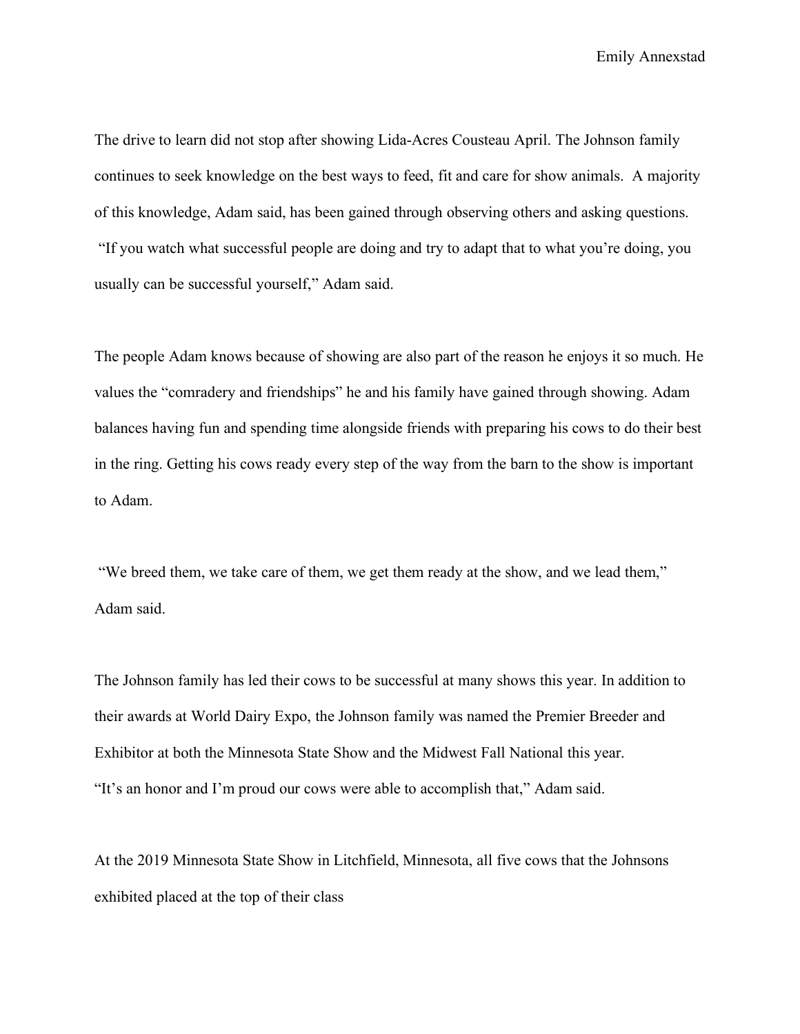The drive to learn did not stop after showing Lida-Acres Cousteau April. The Johnson family continues to seek knowledge on the best ways to feed, fit and care for show animals. A majority of this knowledge, Adam said, has been gained through observing others and asking questions. "If you watch what successful people are doing and try to adapt that to what you're doing, you usually can be successful yourself," Adam said.

The people Adam knows because of showing are also part of the reason he enjoys it so much. He values the "comradery and friendships" he and his family have gained through showing. Adam balances having fun and spending time alongside friends with preparing his cows to do their best in the ring. Getting his cows ready every step of the way from the barn to the show is important to Adam.

"We breed them, we take care of them, we get them ready at the show, and we lead them," Adam said.

The Johnson family has led their cows to be successful at many shows this year. In addition to their awards at World Dairy Expo, the Johnson family was named the Premier Breeder and Exhibitor at both the Minnesota State Show and the Midwest Fall National this year.
"It's an honor and I'm proud our cows were able to accomplish that," Adam said.

At the 2019 Minnesota State Show in Litchfield, Minnesota, all five cows that the Johnsons exhibited placed at the top of their class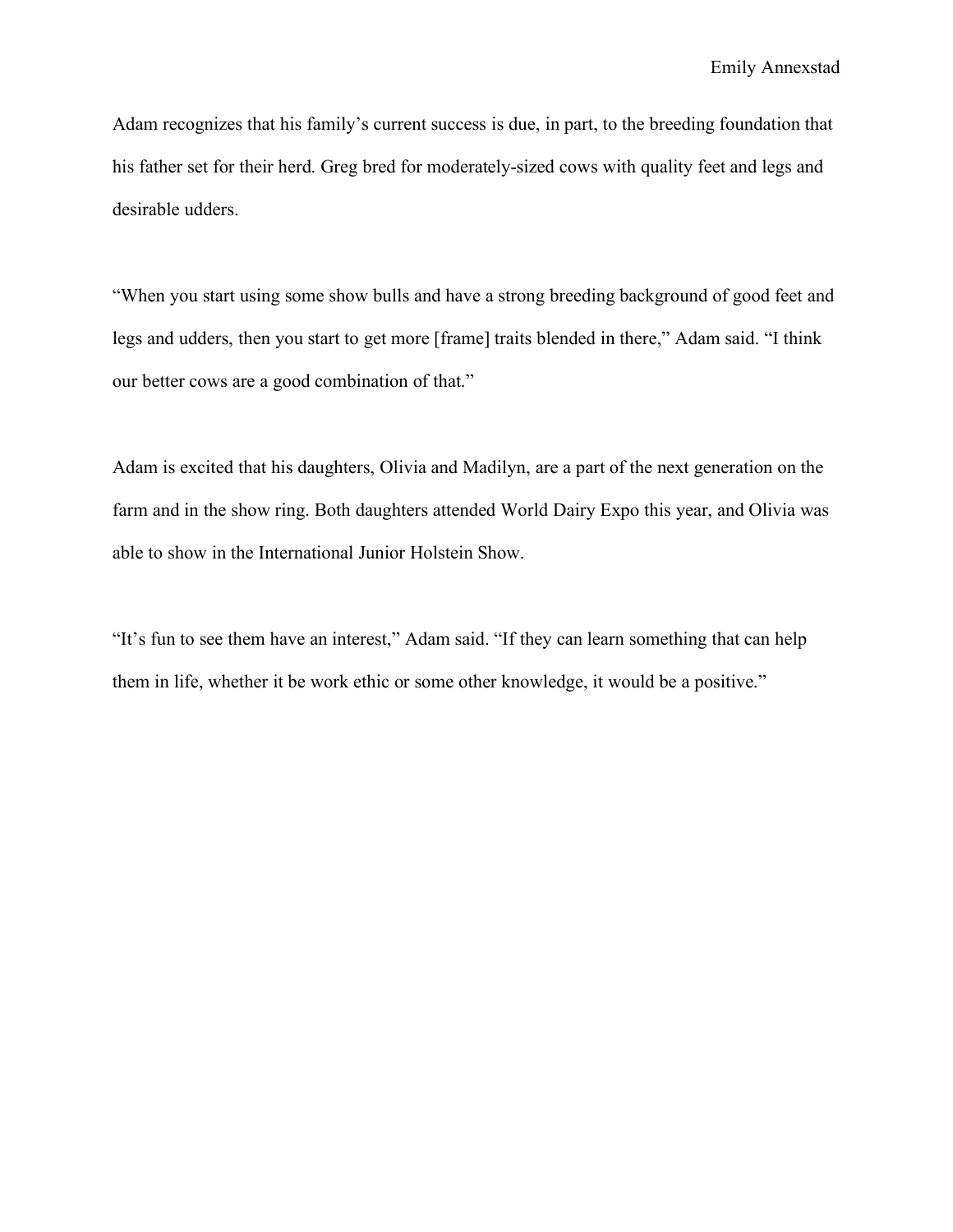Adam recognizes that his family's current success is due, in part, to the breeding foundation that his father set for their herd. Greg bred for moderately-sized cows with quality feet and legs and desirable udders.

"When you start using some show bulls and have a strong breeding background of good feet and legs and udders, then you start to get more [frame] traits blended in there," Adam said. "I think our better cows are a good combination of that."

Adam is excited that his daughters, Olivia and Madilyn, are a part of the next generation on the farm and in the show ring. Both daughters attended World Dairy Expo this year, and Olivia was able to show in the International Junior Holstein Show.

"It's fun to see them have an interest," Adam said. "If they can learn something that can help them in life, whether it be work ethic or some other knowledge, it would be a positive."